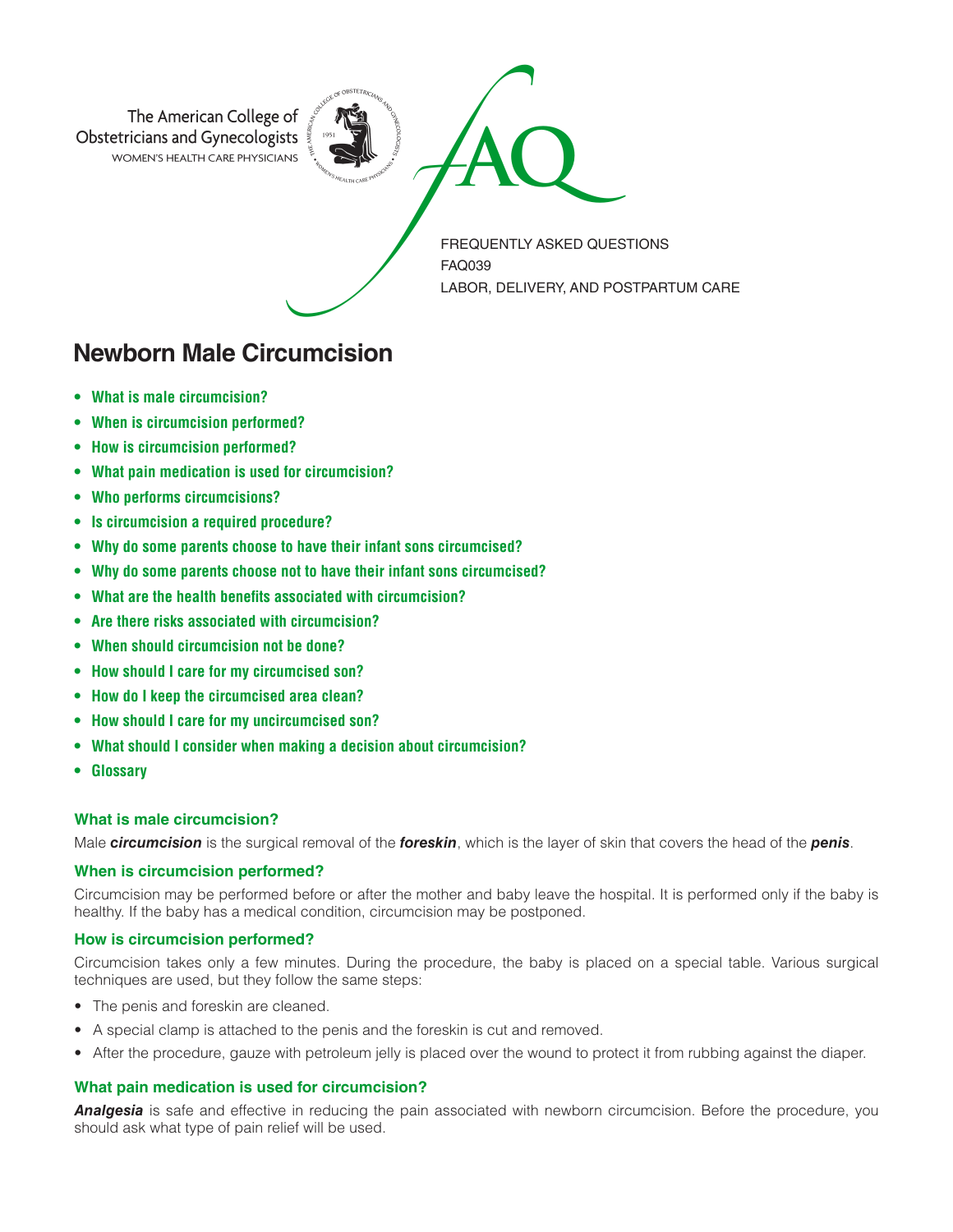The American College of Obstetricians and Gynecologists
WOMEN'S HEALTH CARE PHYSICIANS

FAQ

FREQUENTLY ASKED QUESTIONS
FAQ039
LABOR, DELIVERY, AND POSTPARTUM CARE

# Newborn Male Circumcision

- **What is male circumcision?**
- **When is circumcision performed?**
- **How is circumcision performed?**
- **What pain medication is used for circumcision?**
- **Who performs circumcisions?**
- **Is circumcision a required procedure?**
- **Why do some parents choose to have their infant sons circumcised?**
- **Why do some parents choose not to have their infant sons circumcised?**
- **What are the health benefits associated with circumcision?**
- **Are there risks associated with circumcision?**
- **When should circumcision not be done?**
- **How should I care for my circumcised son?**
- **How do I keep the circumcised area clean?**
- **How should I care for my uncircumcised son?**
- **What should I consider when making a decision about circumcision?**
- **Glossary**

### What is male circumcision?

Male ***circumcision*** is the surgical removal of the ***foreskin***, which is the layer of skin that covers the head of the ***penis***.

### When is circumcision performed?

Circumcision may be performed before or after the mother and baby leave the hospital. It is performed only if the baby is healthy. If the baby has a medical condition, circumcision may be postponed.

### How is circumcision performed?

Circumcision takes only a few minutes. During the procedure, the baby is placed on a special table. Various surgical techniques are used, but they follow the same steps:

- The penis and foreskin are cleaned.
- A special clamp is attached to the penis and the foreskin is cut and removed.
- After the procedure, gauze with petroleum jelly is placed over the wound to protect it from rubbing against the diaper.

### What pain medication is used for circumcision?

***Analgesia*** is safe and effective in reducing the pain associated with newborn circumcision. Before the procedure, you should ask what type of pain relief will be used.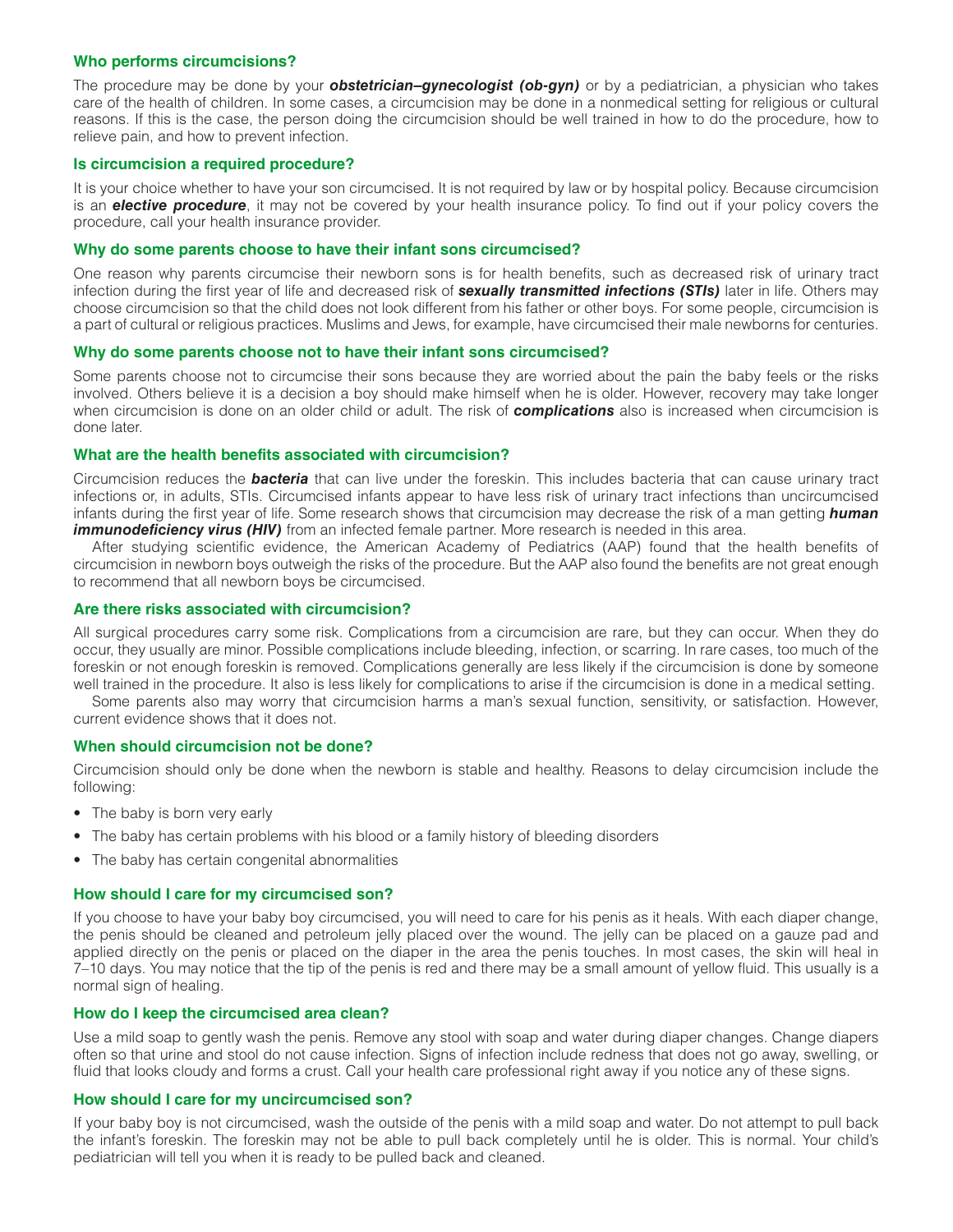### Who performs circumcisions?

The procedure may be done by your ***obstetrician–gynecologist (ob-gyn)*** or by a pediatrician, a physician who takes care of the health of children. In some cases, a circumcision may be done in a nonmedical setting for religious or cultural reasons. If this is the case, the person doing the circumcision should be well trained in how to do the procedure, how to relieve pain, and how to prevent infection.

### Is circumcision a required procedure?

It is your choice whether to have your son circumcised. It is not required by law or by hospital policy. Because circumcision is an ***elective procedure***, it may not be covered by your health insurance policy. To find out if your policy covers the procedure, call your health insurance provider.

### Why do some parents choose to have their infant sons circumcised?

One reason why parents circumcise their newborn sons is for health benefits, such as decreased risk of urinary tract infection during the first year of life and decreased risk of ***sexually transmitted infections (STIs)*** later in life. Others may choose circumcision so that the child does not look different from his father or other boys. For some people, circumcision is a part of cultural or religious practices. Muslims and Jews, for example, have circumcised their male newborns for centuries.

### Why do some parents choose not to have their infant sons circumcised?

Some parents choose not to circumcise their sons because they are worried about the pain the baby feels or the risks involved. Others believe it is a decision a boy should make himself when he is older. However, recovery may take longer when circumcision is done on an older child or adult. The risk of ***complications*** also is increased when circumcision is done later.

### What are the health benefits associated with circumcision?

Circumcision reduces the ***bacteria*** that can live under the foreskin. This includes bacteria that can cause urinary tract infections or, in adults, STIs. Circumcised infants appear to have less risk of urinary tract infections than uncircumcised infants during the first year of life. Some research shows that circumcision may decrease the risk of a man getting ***human immunodeficiency virus (HIV)*** from an infected female partner. More research is needed in this area.

After studying scientific evidence, the American Academy of Pediatrics (AAP) found that the health benefits of circumcision in newborn boys outweigh the risks of the procedure. But the AAP also found the benefits are not great enough to recommend that all newborn boys be circumcised.

### Are there risks associated with circumcision?

All surgical procedures carry some risk. Complications from a circumcision are rare, but they can occur. When they do occur, they usually are minor. Possible complications include bleeding, infection, or scarring. In rare cases, too much of the foreskin or not enough foreskin is removed. Complications generally are less likely if the circumcision is done by someone well trained in the procedure. It also is less likely for complications to arise if the circumcision is done in a medical setting.

Some parents also may worry that circumcision harms a man's sexual function, sensitivity, or satisfaction. However, current evidence shows that it does not.

### When should circumcision not be done?

Circumcision should only be done when the newborn is stable and healthy. Reasons to delay circumcision include the following:

- The baby is born very early
- The baby has certain problems with his blood or a family history of bleeding disorders
- The baby has certain congenital abnormalities

### How should I care for my circumcised son?

If you choose to have your baby boy circumcised, you will need to care for his penis as it heals. With each diaper change, the penis should be cleaned and petroleum jelly placed over the wound. The jelly can be placed on a gauze pad and applied directly on the penis or placed on the diaper in the area the penis touches. In most cases, the skin will heal in 7–10 days. You may notice that the tip of the penis is red and there may be a small amount of yellow fluid. This usually is a normal sign of healing.

### How do I keep the circumcised area clean?

Use a mild soap to gently wash the penis. Remove any stool with soap and water during diaper changes. Change diapers often so that urine and stool do not cause infection. Signs of infection include redness that does not go away, swelling, or fluid that looks cloudy and forms a crust. Call your health care professional right away if you notice any of these signs.

### How should I care for my uncircumcised son?

If your baby boy is not circumcised, wash the outside of the penis with a mild soap and water. Do not attempt to pull back the infant's foreskin. The foreskin may not be able to pull back completely until he is older. This is normal. Your child's pediatrician will tell you when it is ready to be pulled back and cleaned.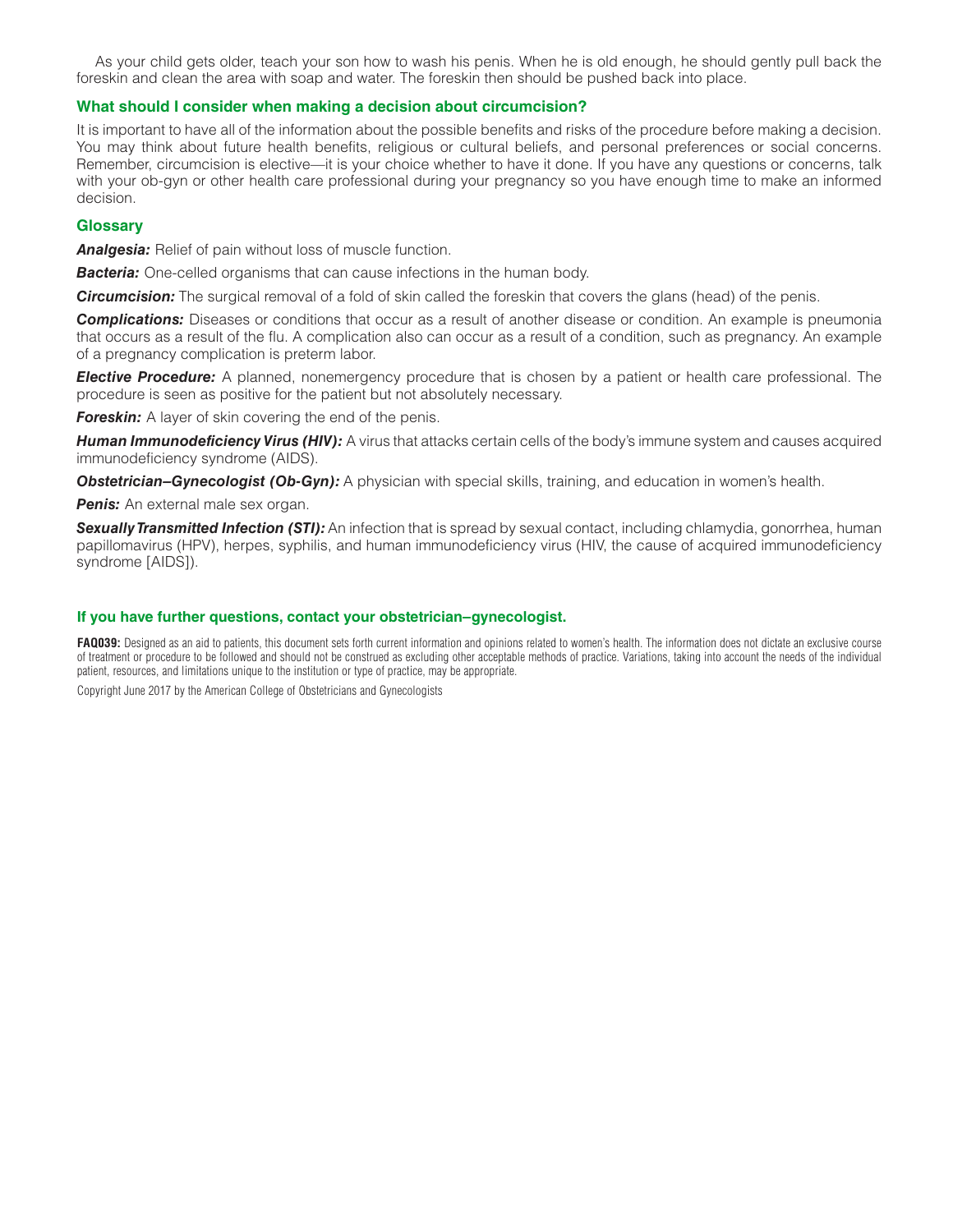As your child gets older, teach your son how to wash his penis. When he is old enough, he should gently pull back the foreskin and clean the area with soap and water. The foreskin then should be pushed back into place.

### What should I consider when making a decision about circumcision?

It is important to have all of the information about the possible benefits and risks of the procedure before making a decision. You may think about future health benefits, religious or cultural beliefs, and personal preferences or social concerns. Remember, circumcision is elective—it is your choice whether to have it done. If you have any questions or concerns, talk with your ob-gyn or other health care professional during your pregnancy so you have enough time to make an informed decision.

### Glossary

***Analgesia:*** Relief of pain without loss of muscle function.

***Bacteria:*** One-celled organisms that can cause infections in the human body.

***Circumcision:*** The surgical removal of a fold of skin called the foreskin that covers the glans (head) of the penis.

***Complications:*** Diseases or conditions that occur as a result of another disease or condition. An example is pneumonia that occurs as a result of the flu. A complication also can occur as a result of a condition, such as pregnancy. An example of a pregnancy complication is preterm labor.

***Elective Procedure:*** A planned, nonemergency procedure that is chosen by a patient or health care professional. The procedure is seen as positive for the patient but not absolutely necessary.

***Foreskin:*** A layer of skin covering the end of the penis.

***Human Immunodeficiency Virus (HIV):*** A virus that attacks certain cells of the body's immune system and causes acquired immunodeficiency syndrome (AIDS).

***Obstetrician–Gynecologist (Ob-Gyn):*** A physician with special skills, training, and education in women's health.

***Penis:*** An external male sex organ.

***Sexually Transmitted Infection (STI):*** An infection that is spread by sexual contact, including chlamydia, gonorrhea, human papillomavirus (HPV), herpes, syphilis, and human immunodeficiency virus (HIV, the cause of acquired immunodeficiency syndrome [AIDS]).

**If you have further questions, contact your obstetrician–gynecologist.**

**FAQ039:** Designed as an aid to patients, this document sets forth current information and opinions related to women's health. The information does not dictate an exclusive course of treatment or procedure to be followed and should not be construed as excluding other acceptable methods of practice. Variations, taking into account the needs of the individual patient, resources, and limitations unique to the institution or type of practice, may be appropriate.

Copyright June 2017 by the American College of Obstetricians and Gynecologists